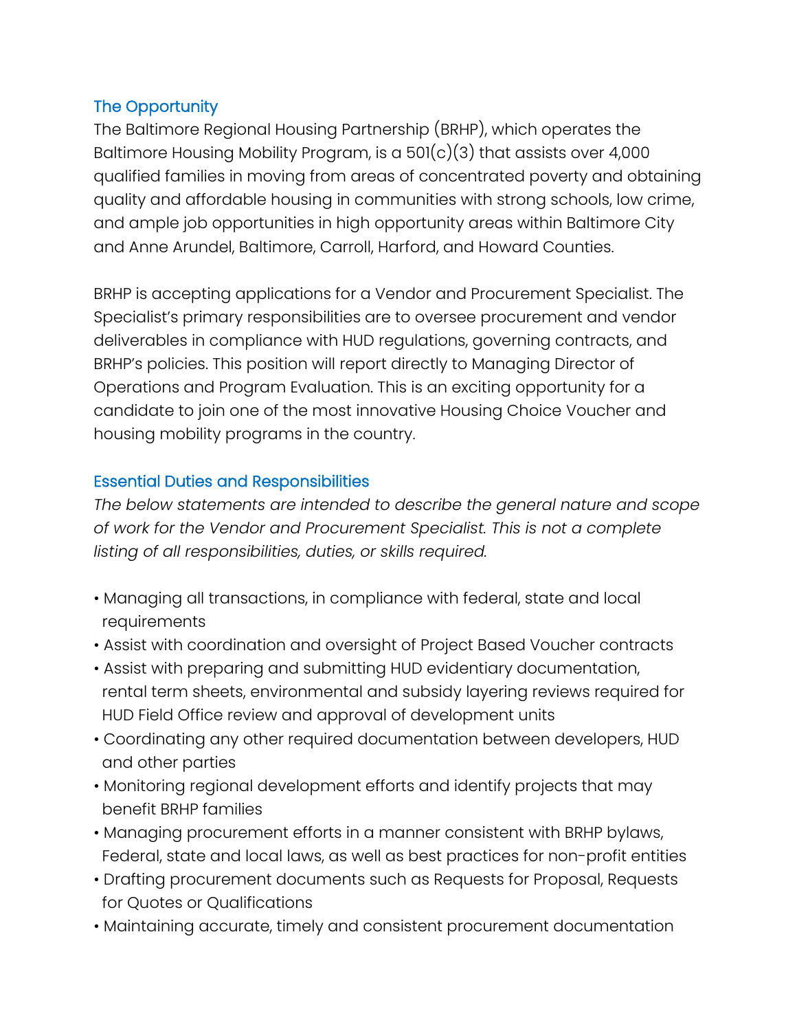## The Opportunity

The Baltimore Regional Housing Partnership (BRHP), which operates the Baltimore Housing Mobility Program, is a 501(c)(3) that assists over 4,000 qualified families in moving from areas of concentrated poverty and obtaining quality and affordable housing in communities with strong schools, low crime, and ample job opportunities in high opportunity areas within Baltimore City and Anne Arundel, Baltimore, Carroll, Harford, and Howard Counties.

BRHP is accepting applications for a Vendor and Procurement Specialist. The Specialist's primary responsibilities are to oversee procurement and vendor deliverables in compliance with HUD regulations, governing contracts, and BRHP's policies. This position will report directly to Managing Director of Operations and Program Evaluation. This is an exciting opportunity for a candidate to join one of the most innovative Housing Choice Voucher and housing mobility programs in the country.

## Essential Duties and Responsibilities

*The below statements are intended to describe the general nature and scope of work for the Vendor and Procurement Specialist. This is not a complete listing of all responsibilities, duties, or skills required.*

- Managing all transactions, in compliance with federal, state and local requirements
- Assist with coordination and oversight of Project Based Voucher contracts
- Assist with preparing and submitting HUD evidentiary documentation, rental term sheets, environmental and subsidy layering reviews required for HUD Field Office review and approval of development units
- Coordinating any other required documentation between developers, HUD and other parties
- Monitoring regional development efforts and identify projects that may benefit BRHP families
- Managing procurement efforts in a manner consistent with BRHP bylaws, Federal, state and local laws, as well as best practices for non-profit entities
- Drafting procurement documents such as Requests for Proposal, Requests for Quotes or Qualifications
- Maintaining accurate, timely and consistent procurement documentation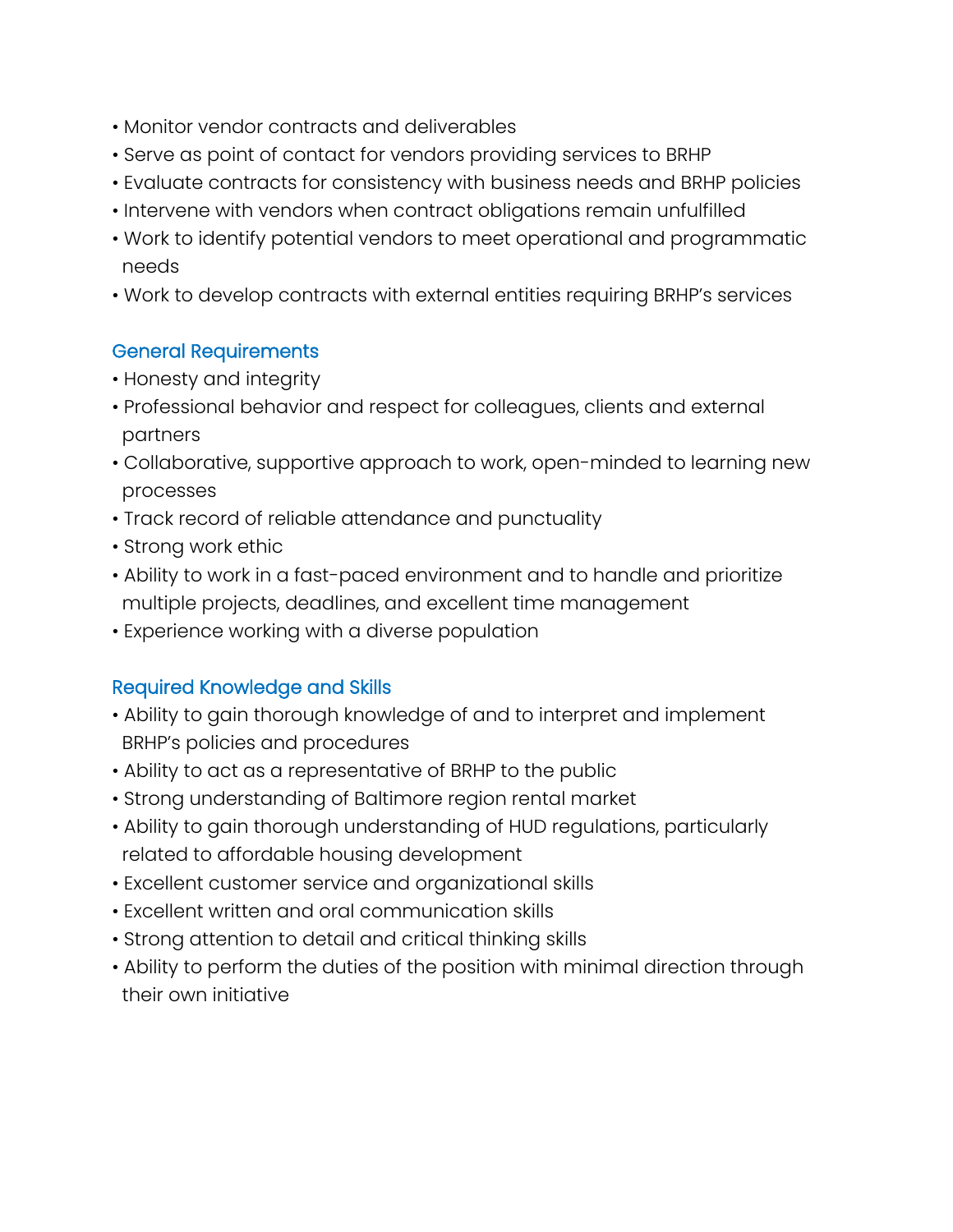- Monitor vendor contracts and deliverables
- Serve as point of contact for vendors providing services to BRHP
- Evaluate contracts for consistency with business needs and BRHP policies
- Intervene with vendors when contract obligations remain unfulfilled
- Work to identify potential vendors to meet operational and programmatic needs
- Work to develop contracts with external entities requiring BRHP's services

### General Requirements

- Honesty and integrity
- Professional behavior and respect for colleagues, clients and external partners
- Collaborative, supportive approach to work, open-minded to learning new processes
- Track record of reliable attendance and punctuality
- Strong work ethic
- Ability to work in a fast-paced environment and to handle and prioritize multiple projects, deadlines, and excellent time management
- Experience working with a diverse population

### Required Knowledge and Skills

- Ability to gain thorough knowledge of and to interpret and implement BRHP's policies and procedures
- Ability to act as a representative of BRHP to the public
- Strong understanding of Baltimore region rental market
- Ability to gain thorough understanding of HUD regulations, particularly related to affordable housing development
- Excellent customer service and organizational skills
- Excellent written and oral communication skills
- Strong attention to detail and critical thinking skills
- Ability to perform the duties of the position with minimal direction through their own initiative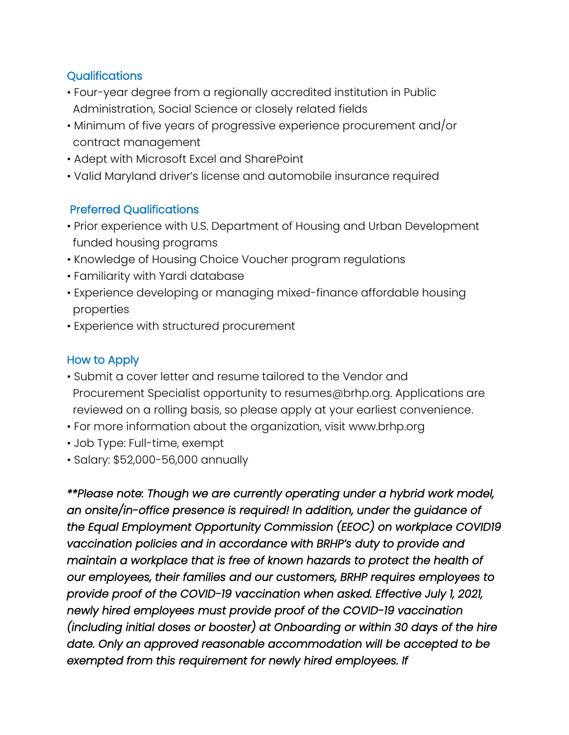## Qualifications

- Four-year degree from a regionally accredited institution in Public Administration, Social Science or closely related fields
- Minimum of five years of progressive experience procurement and/or contract management
- Adept with Microsoft Excel and SharePoint
- Valid Maryland driver's license and automobile insurance required

## Preferred Qualifications

- Prior experience with U.S. Department of Housing and Urban Development funded housing programs
- Knowledge of Housing Choice Voucher program regulations
- Familiarity with Yardi database
- Experience developing or managing mixed-finance affordable housing properties
- Experience with structured procurement

## How to Apply

- Submit a cover letter and resume tailored to the Vendor and Procurement Specialist opportunity to resumes@brhp.org. Applications are reviewed on a rolling basis, so please apply at your earliest convenience.
- For more information about the organization, visit www.brhp.org
- Job Type: Full-time, exempt
- Salary: $52,000-56,000 annually

*\*\*Please note: Though we are currently operating under a hybrid work model, an onsite/in-office presence is required! In addition, under the guidance of the Equal Employment Opportunity Commission (EEOC) on workplace COVID19 vaccination policies and in accordance with BRHP's duty to provide and maintain a workplace that is free of known hazards to protect the health of our employees, their families and our customers, BRHP requires employees to provide proof of the COVID-19 vaccination when asked. Effective July 1, 2021, newly hired employees must provide proof of the COVID-19 vaccination (including initial doses or booster) at Onboarding or within 30 days of the hire date. Only an approved reasonable accommodation will be accepted to be exempted from this requirement for newly hired employees. If*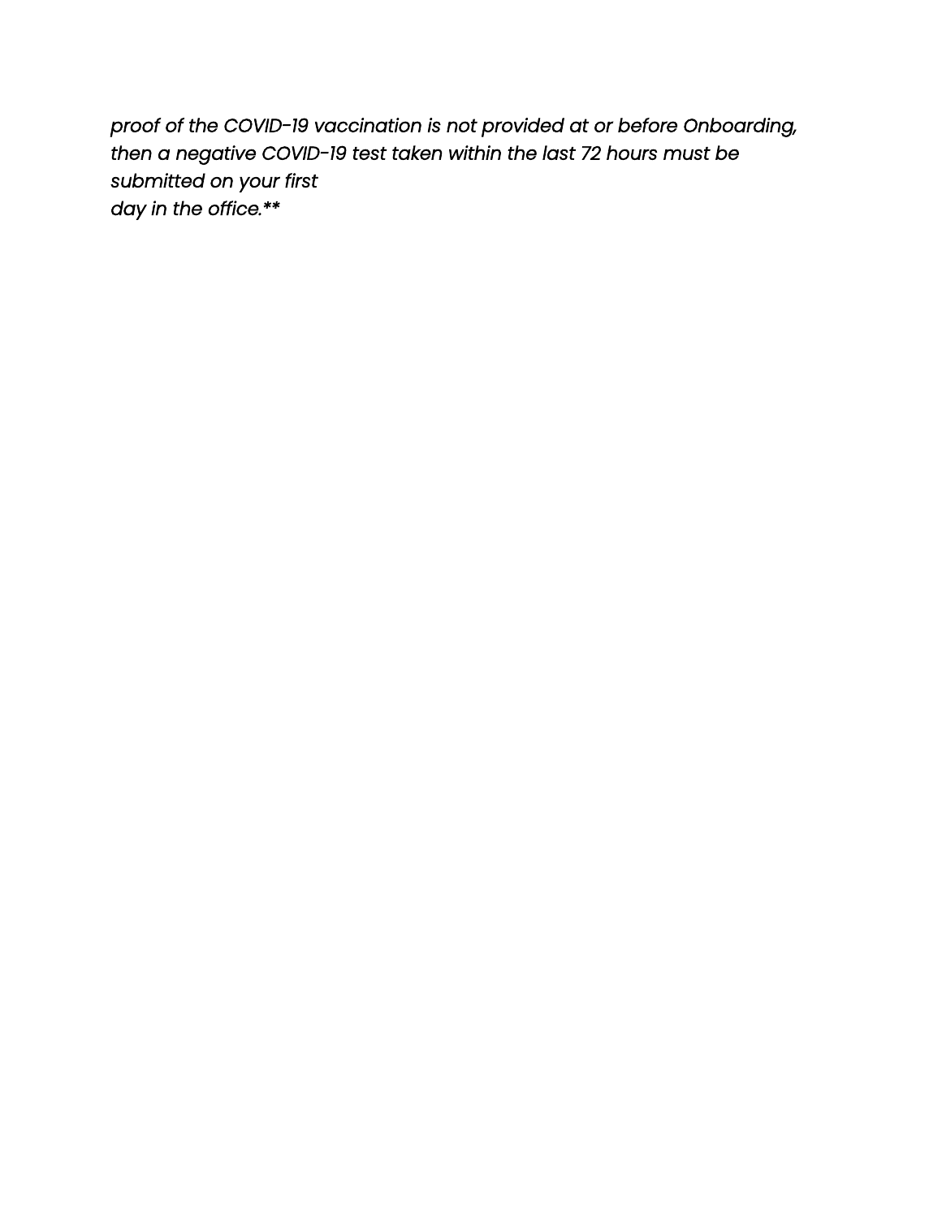*proof of the COVID-19 vaccination is not provided at or before Onboarding, then a negative COVID-19 test taken within the last 72 hours must be submitted on your first day in the office.***